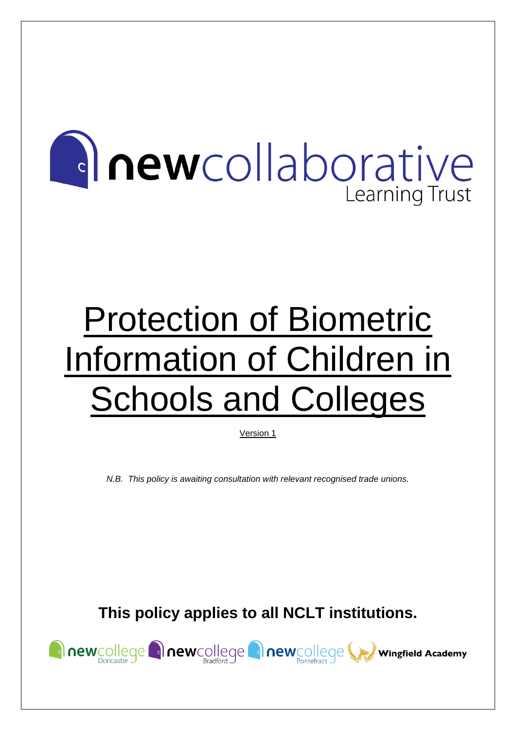newcollaborative Learning Trust

# Protection of Biometric Information of Children in Schools and Colleges

Version 1

*N.B. This policy is awaiting consultation with relevant recognised trade unions.*

**This policy applies to all NCLT institutions.**

newcollege Doncaster newcollege Bradford newcollege Pontefract Wingfield Academy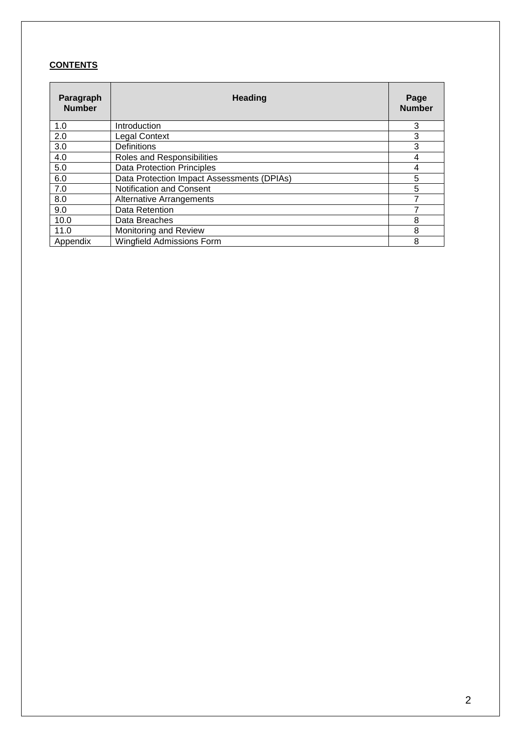**CONTENTS**

| Paragraph Number | Heading | Page Number |
|---|---|---|
| 1.0 | Introduction | 3 |
| 2.0 | Legal Context | 3 |
| 3.0 | Definitions | 3 |
| 4.0 | Roles and Responsibilities | 4 |
| 5.0 | Data Protection Principles | 4 |
| 6.0 | Data Protection Impact Assessments (DPIAs) | 5 |
| 7.0 | Notification and Consent | 5 |
| 8.0 | Alternative Arrangements | 7 |
| 9.0 | Data Retention | 7 |
| 10.0 | Data Breaches | 8 |
| 11.0 | Monitoring and Review | 8 |
| Appendix | Wingfield Admissions Form | 8 |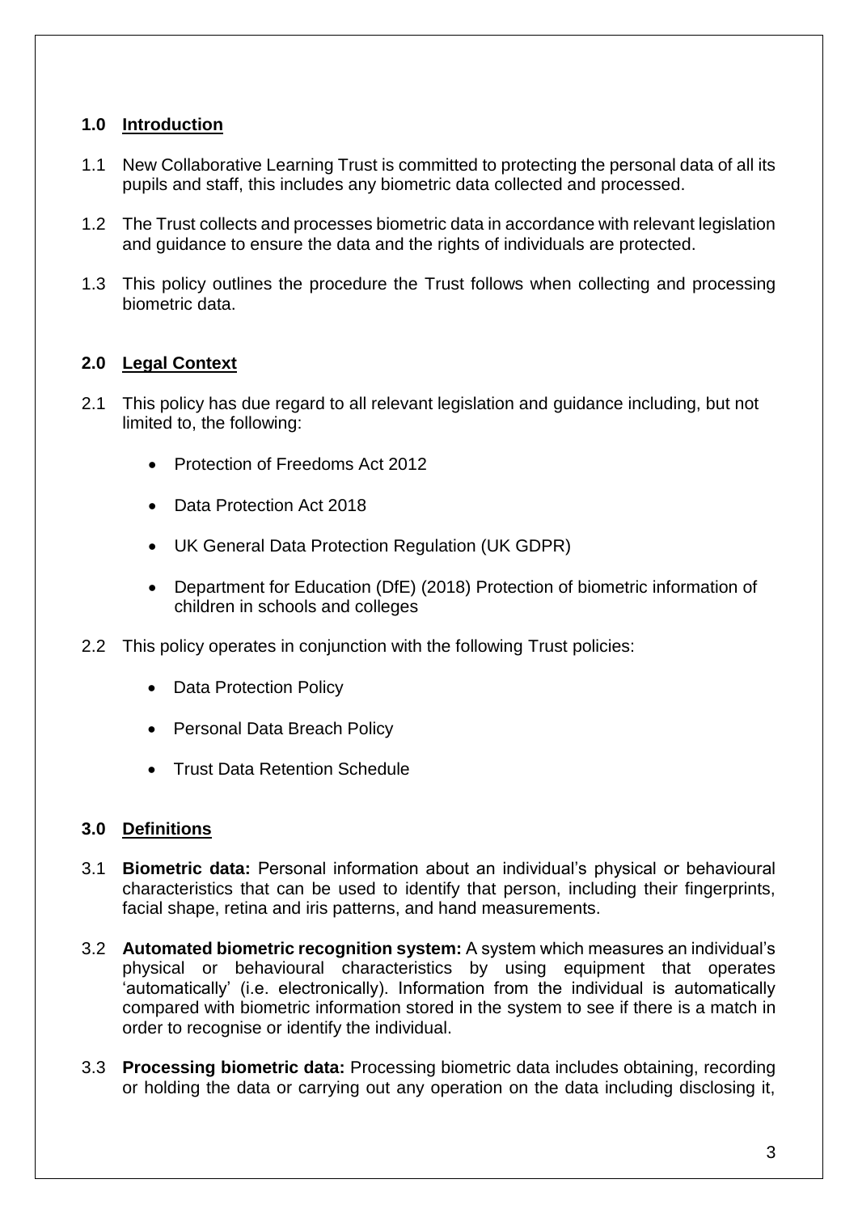## 1.0 Introduction

1.1 New Collaborative Learning Trust is committed to protecting the personal data of all its pupils and staff, this includes any biometric data collected and processed.

1.2 The Trust collects and processes biometric data in accordance with relevant legislation and guidance to ensure the data and the rights of individuals are protected.

1.3 This policy outlines the procedure the Trust follows when collecting and processing biometric data.

## 2.0 Legal Context

2.1 This policy has due regard to all relevant legislation and guidance including, but not limited to, the following:

- Protection of Freedoms Act 2012
- Data Protection Act 2018
- UK General Data Protection Regulation (UK GDPR)
- Department for Education (DfE) (2018) Protection of biometric information of children in schools and colleges

2.2 This policy operates in conjunction with the following Trust policies:

- Data Protection Policy
- Personal Data Breach Policy
- Trust Data Retention Schedule

## 3.0 Definitions

3.1 **Biometric data:** Personal information about an individual's physical or behavioural characteristics that can be used to identify that person, including their fingerprints, facial shape, retina and iris patterns, and hand measurements.

3.2 **Automated biometric recognition system:** A system which measures an individual's physical or behavioural characteristics by using equipment that operates 'automatically' (i.e. electronically). Information from the individual is automatically compared with biometric information stored in the system to see if there is a match in order to recognise or identify the individual.

3.3 **Processing biometric data:** Processing biometric data includes obtaining, recording or holding the data or carrying out any operation on the data including disclosing it,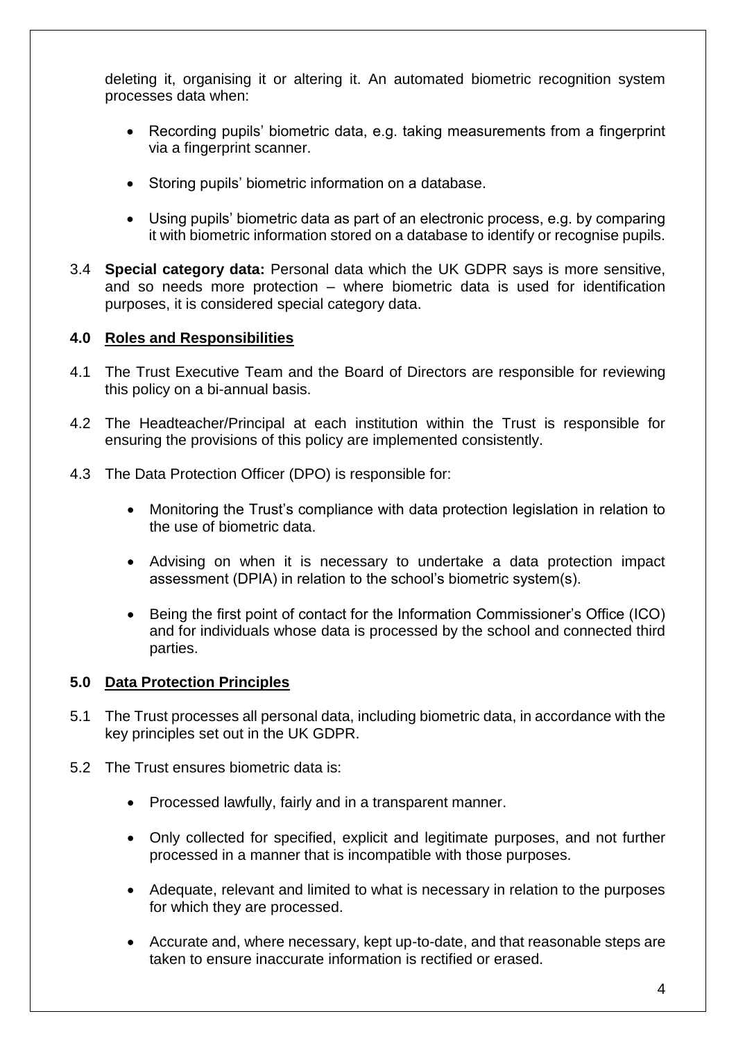deleting it, organising it or altering it. An automated biometric recognition system processes data when:

- Recording pupils' biometric data, e.g. taking measurements from a fingerprint via a fingerprint scanner.
- Storing pupils' biometric information on a database.
- Using pupils' biometric data as part of an electronic process, e.g. by comparing it with biometric information stored on a database to identify or recognise pupils.

3.4 **Special category data:** Personal data which the UK GDPR says is more sensitive, and so needs more protection – where biometric data is used for identification purposes, it is considered special category data.

## 4.0 Roles and Responsibilities

4.1 The Trust Executive Team and the Board of Directors are responsible for reviewing this policy on a bi-annual basis.

4.2 The Headteacher/Principal at each institution within the Trust is responsible for ensuring the provisions of this policy are implemented consistently.

4.3 The Data Protection Officer (DPO) is responsible for:

- Monitoring the Trust's compliance with data protection legislation in relation to the use of biometric data.
- Advising on when it is necessary to undertake a data protection impact assessment (DPIA) in relation to the school's biometric system(s).
- Being the first point of contact for the Information Commissioner's Office (ICO) and for individuals whose data is processed by the school and connected third parties.

## 5.0 Data Protection Principles

5.1 The Trust processes all personal data, including biometric data, in accordance with the key principles set out in the UK GDPR.

5.2 The Trust ensures biometric data is:

- Processed lawfully, fairly and in a transparent manner.
- Only collected for specified, explicit and legitimate purposes, and not further processed in a manner that is incompatible with those purposes.
- Adequate, relevant and limited to what is necessary in relation to the purposes for which they are processed.
- Accurate and, where necessary, kept up-to-date, and that reasonable steps are taken to ensure inaccurate information is rectified or erased.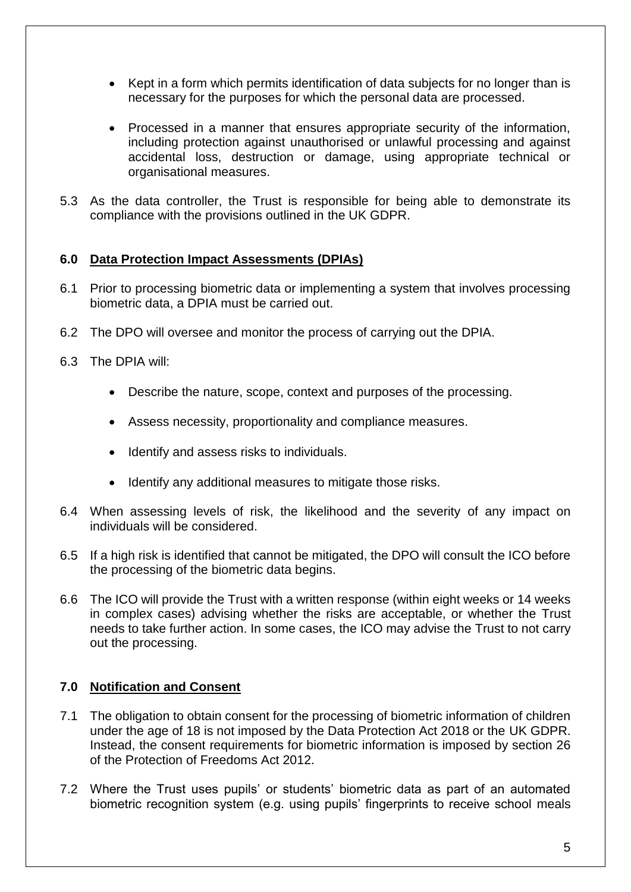- Kept in a form which permits identification of data subjects for no longer than is necessary for the purposes for which the personal data are processed.

- Processed in a manner that ensures appropriate security of the information, including protection against unauthorised or unlawful processing and against accidental loss, destruction or damage, using appropriate technical or organisational measures.

5.3 As the data controller, the Trust is responsible for being able to demonstrate its compliance with the provisions outlined in the UK GDPR.

## 6.0 Data Protection Impact Assessments (DPIAs)

6.1 Prior to processing biometric data or implementing a system that involves processing biometric data, a DPIA must be carried out.

6.2 The DPO will oversee and monitor the process of carrying out the DPIA.

6.3 The DPIA will:

- Describe the nature, scope, context and purposes of the processing.

- Assess necessity, proportionality and compliance measures.

- Identify and assess risks to individuals.

- Identify any additional measures to mitigate those risks.

6.4 When assessing levels of risk, the likelihood and the severity of any impact on individuals will be considered.

6.5 If a high risk is identified that cannot be mitigated, the DPO will consult the ICO before the processing of the biometric data begins.

6.6 The ICO will provide the Trust with a written response (within eight weeks or 14 weeks in complex cases) advising whether the risks are acceptable, or whether the Trust needs to take further action. In some cases, the ICO may advise the Trust to not carry out the processing.

## 7.0 Notification and Consent

7.1 The obligation to obtain consent for the processing of biometric information of children under the age of 18 is not imposed by the Data Protection Act 2018 or the UK GDPR. Instead, the consent requirements for biometric information is imposed by section 26 of the Protection of Freedoms Act 2012.

7.2 Where the Trust uses pupils' or students' biometric data as part of an automated biometric recognition system (e.g. using pupils' fingerprints to receive school meals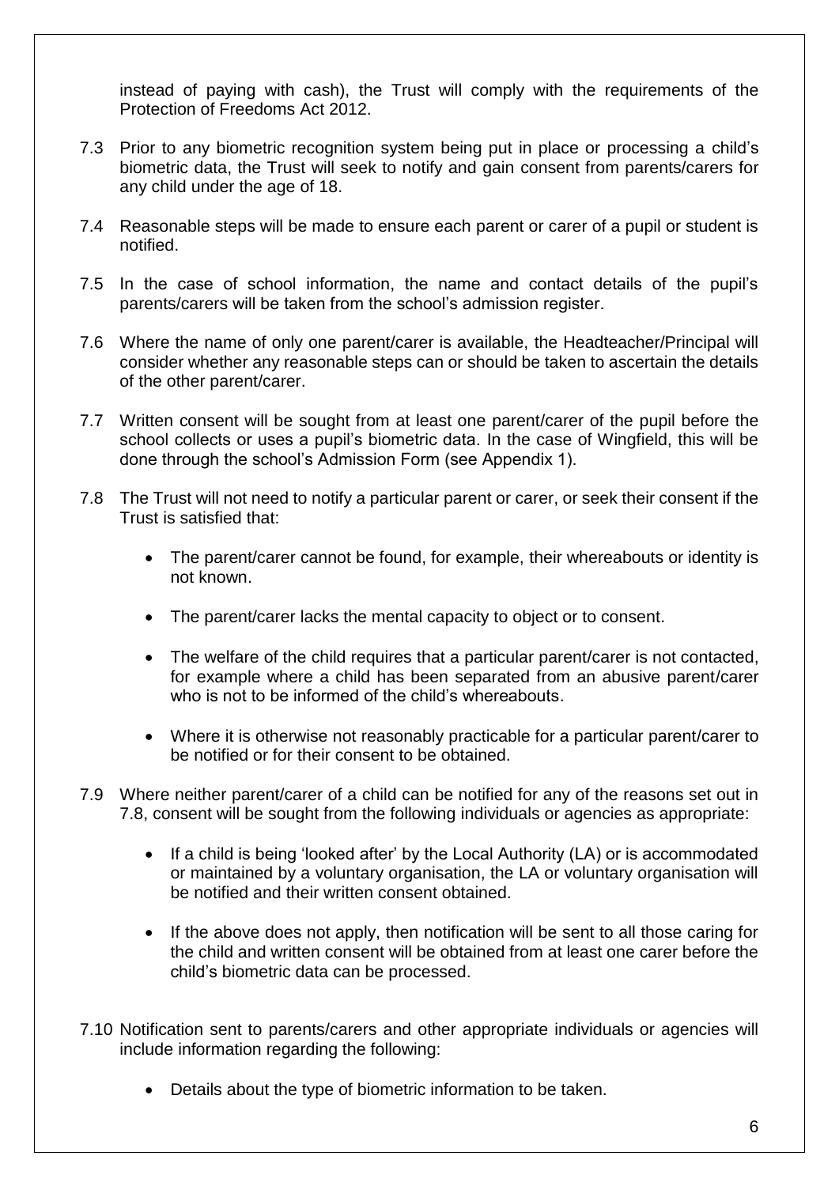instead of paying with cash), the Trust will comply with the requirements of the Protection of Freedoms Act 2012.

7.3 Prior to any biometric recognition system being put in place or processing a child's biometric data, the Trust will seek to notify and gain consent from parents/carers for any child under the age of 18.

7.4 Reasonable steps will be made to ensure each parent or carer of a pupil or student is notified.

7.5 In the case of school information, the name and contact details of the pupil's parents/carers will be taken from the school's admission register.

7.6 Where the name of only one parent/carer is available, the Headteacher/Principal will consider whether any reasonable steps can or should be taken to ascertain the details of the other parent/carer.

7.7 Written consent will be sought from at least one parent/carer of the pupil before the school collects or uses a pupil's biometric data. In the case of Wingfield, this will be done through the school's Admission Form (see Appendix 1).

7.8 The Trust will not need to notify a particular parent or carer, or seek their consent if the Trust is satisfied that:

- The parent/carer cannot be found, for example, their whereabouts or identity is not known.
- The parent/carer lacks the mental capacity to object or to consent.
- The welfare of the child requires that a particular parent/carer is not contacted, for example where a child has been separated from an abusive parent/carer who is not to be informed of the child's whereabouts.
- Where it is otherwise not reasonably practicable for a particular parent/carer to be notified or for their consent to be obtained.

7.9 Where neither parent/carer of a child can be notified for any of the reasons set out in 7.8, consent will be sought from the following individuals or agencies as appropriate:

- If a child is being 'looked after' by the Local Authority (LA) or is accommodated or maintained by a voluntary organisation, the LA or voluntary organisation will be notified and their written consent obtained.
- If the above does not apply, then notification will be sent to all those caring for the child and written consent will be obtained from at least one carer before the child's biometric data can be processed.

7.10 Notification sent to parents/carers and other appropriate individuals or agencies will include information regarding the following:

- Details about the type of biometric information to be taken.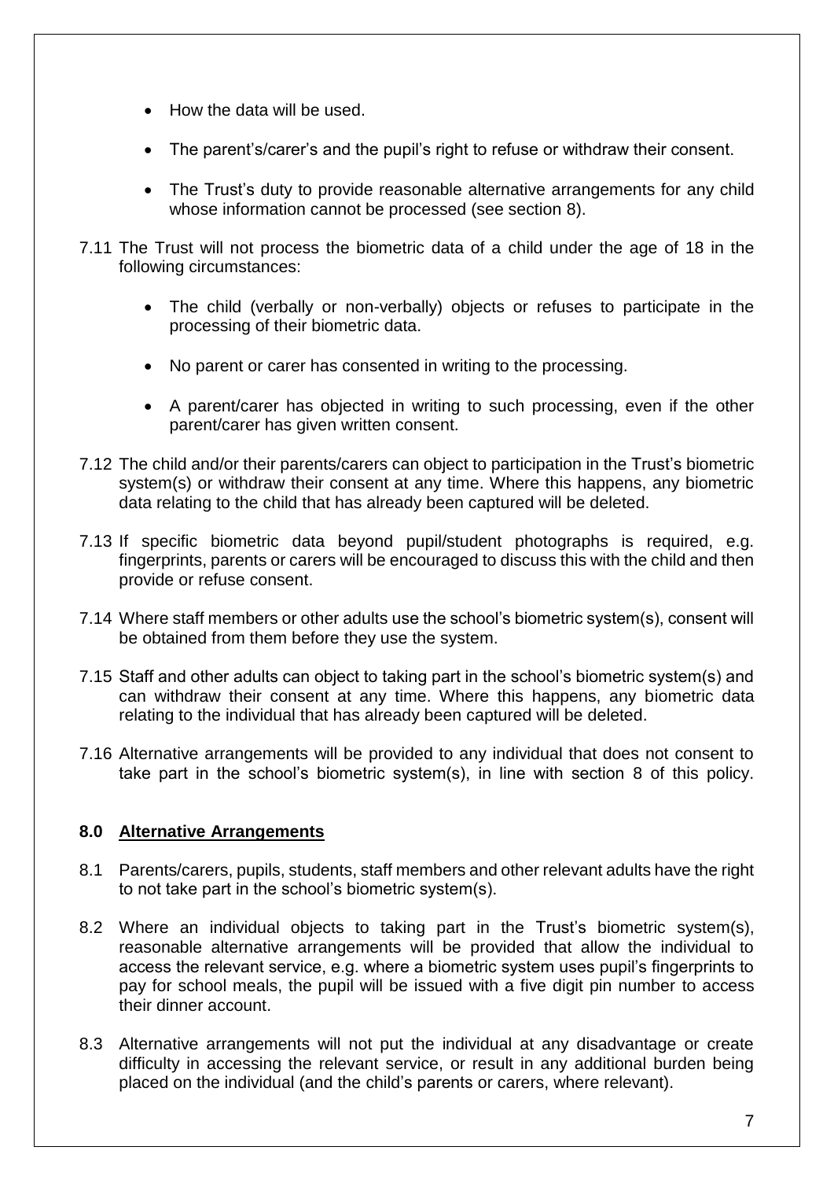- How the data will be used.
- The parent's/carer's and the pupil's right to refuse or withdraw their consent.
- The Trust's duty to provide reasonable alternative arrangements for any child whose information cannot be processed (see section 8).

7.11 The Trust will not process the biometric data of a child under the age of 18 in the following circumstances:

- The child (verbally or non-verbally) objects or refuses to participate in the processing of their biometric data.
- No parent or carer has consented in writing to the processing.
- A parent/carer has objected in writing to such processing, even if the other parent/carer has given written consent.

7.12 The child and/or their parents/carers can object to participation in the Trust's biometric system(s) or withdraw their consent at any time. Where this happens, any biometric data relating to the child that has already been captured will be deleted.

7.13 If specific biometric data beyond pupil/student photographs is required, e.g. fingerprints, parents or carers will be encouraged to discuss this with the child and then provide or refuse consent.

7.14 Where staff members or other adults use the school's biometric system(s), consent will be obtained from them before they use the system.

7.15 Staff and other adults can object to taking part in the school's biometric system(s) and can withdraw their consent at any time. Where this happens, any biometric data relating to the individual that has already been captured will be deleted.

7.16 Alternative arrangements will be provided to any individual that does not consent to take part in the school's biometric system(s), in line with section 8 of this policy.

## 8.0 Alternative Arrangements

8.1 Parents/carers, pupils, students, staff members and other relevant adults have the right to not take part in the school's biometric system(s).

8.2 Where an individual objects to taking part in the Trust's biometric system(s), reasonable alternative arrangements will be provided that allow the individual to access the relevant service, e.g. where a biometric system uses pupil's fingerprints to pay for school meals, the pupil will be issued with a five digit pin number to access their dinner account.

8.3 Alternative arrangements will not put the individual at any disadvantage or create difficulty in accessing the relevant service, or result in any additional burden being placed on the individual (and the child's parents or carers, where relevant).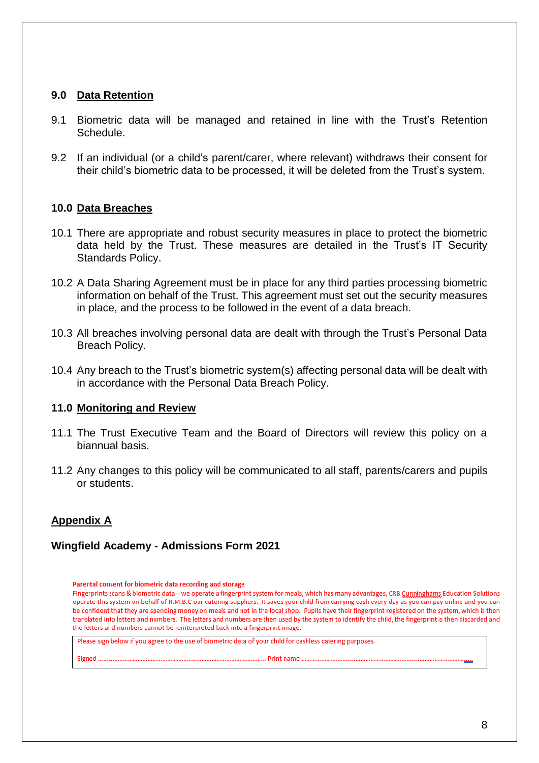## 9.0 Data Retention

9.1 Biometric data will be managed and retained in line with the Trust's Retention Schedule.

9.2 If an individual (or a child's parent/carer, where relevant) withdraws their consent for their child's biometric data to be processed, it will be deleted from the Trust's system.

## 10.0 Data Breaches

10.1 There are appropriate and robust security measures in place to protect the biometric data held by the Trust. These measures are detailed in the Trust's IT Security Standards Policy.

10.2 A Data Sharing Agreement must be in place for any third parties processing biometric information on behalf of the Trust. This agreement must set out the security measures in place, and the process to be followed in the event of a data breach.

10.3 All breaches involving personal data are dealt with through the Trust's Personal Data Breach Policy.

10.4 Any breach to the Trust's biometric system(s) affecting personal data will be dealt with in accordance with the Personal Data Breach Policy.

## 11.0 Monitoring and Review

11.1 The Trust Executive Team and the Board of Directors will review this policy on a biannual basis.

11.2 Any changes to this policy will be communicated to all staff, parents/carers and pupils or students.

## Appendix A

### Wingfield Academy - Admissions Form 2021

**Parental consent for biometric data recording and storage**

Fingerprints scans & biometric data – we operate a fingerprint system for meals, which has many advantages, CRB Cunninghams Education Solutions operate this system on behalf of R.M.B.C our catering suppliers. It saves your child from carrying cash every day as you can pay online and you can be confident that they are spending money on meals and not in the local shop. Pupils have their fingerprint registered on the system, which is then translated into letters and numbers. The letters and numbers are then used by the system to identify the child, the fingerprint is then discarded and the letters and numbers cannot be reinterpreted back into a fingerprint image.

Please sign below if you agree to the use of biometric data of your child for cashless catering purposes.

Signed ………………………………………………………………………………………. Print name ……………………………………………………………………………………………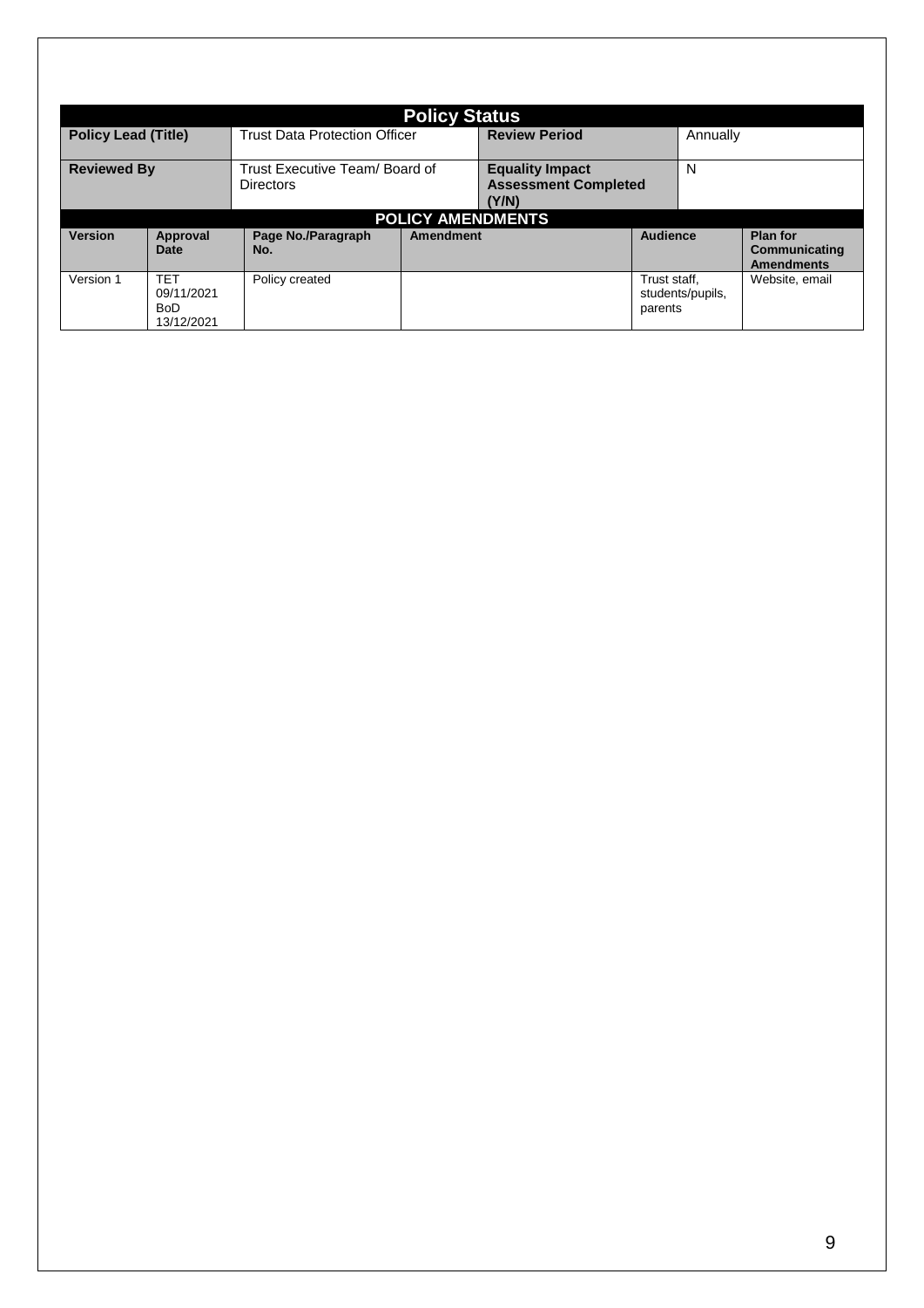| Policy Status | | | |
|---|---|---|---|
| **Policy Lead (Title)** | Trust Data Protection Officer | **Review Period** | Annually |
| **Reviewed By** | Trust Executive Team/ Board of Directors | **Equality Impact Assessment Completed (Y/N)** | N |

**POLICY AMENDMENTS**

| Version | Approval Date | Page No./Paragraph No. | Amendment | Audience | Plan for Communicating Amendments |
|---|---|---|---|---|---|
| Version 1 | TET 09/11/2021 BoD 13/12/2021 | Policy created | | Trust staff, students/pupils, parents | Website, email |